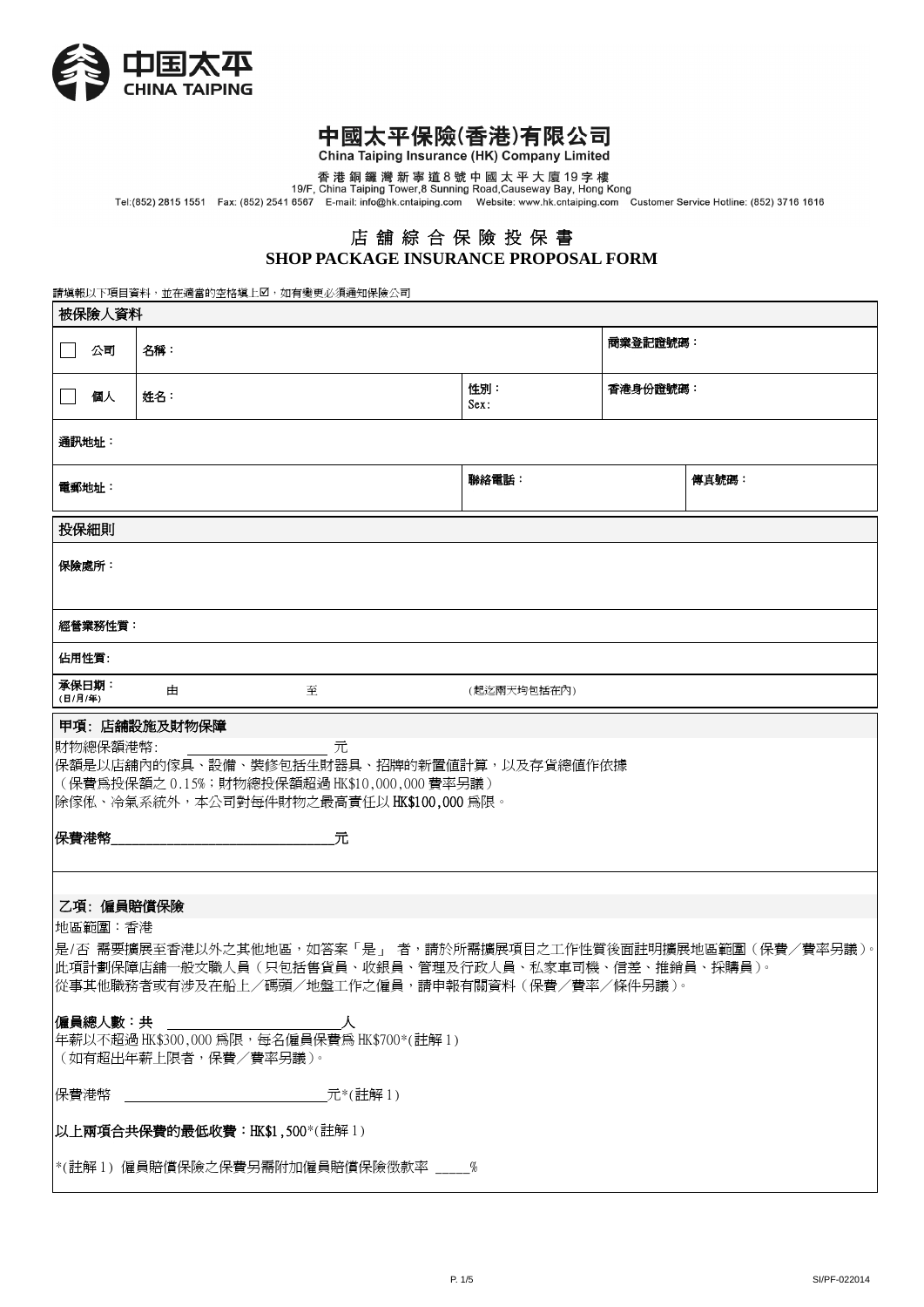中国太平
CHINA TAIPING

# 中國太平保險(香港)有限公司

China Taiping Insurance (HK) Company Limited

香港銅鑼灣新寧道8號中國太平大廈19字樓
19/F, China Taiping Tower,8 Sunning Road,Causeway Bay, Hong Kong
Tel:(852) 2815 1551 Fax: (852) 2541 6567 E-mail: info@hk.cntaiping.com Website: www.hk.cntaiping.com Customer Service Hotline: (852) 3716 1616

## 店舖綜合保險投保書
## SHOP PACKAGE INSURANCE PROPOSAL FORM

請填報以下項目資料，並在適當的空格填上☑，如有變更必須通知保險公司

| 被保險人資料 | | | |
|---|---|---|---|
| ☐ 公司 | 名稱： | | 商業登記證號碼： |
| ☐ 個人 | 姓名： | 性別：<br>Sex: | 香港身份證號碼： |
| 通訊地址： | | | |
| 電郵地址： | | 聯絡電話： | 傳真號碼： |

| 投保細則 | | | |
|---|---|---|---|
| 保險處所： | | | |
| 經營業務性質： | | | |
| 佔用性質: | | | |
| 承保日期：(日/月/年) | 由 | 至 | (起迄兩天均包括在內) |

**甲項：店舖設施及財物保障**

財物總保額港幣: ____________________ 元

保額是以店舖內的傢具、設備、裝修包括生財器具、招牌的新置值計算，以及存貨總值作依據
（保費爲投保額之 0.15%；財物總投保額超過 HK$10,000,000 費率另議）
除傢俬、冷氣系統外，本公司對每件財物之最高責任以 **HK$100,000** 爲限。

**保費港幣________________________________元**

**乙項：僱員賠償保險**

地區範圍：香港

是/否 需要擴展至香港以外之其他地區，如答案「是」 者，請於所需擴展項目之工作性質後面註明擴展地區範圍（保費／費率另議）。
此項計劃保障店舖一般文職人員（只包括售貨員、收銀員、管理及行政人員、私家車司機、信差、推銷員、採購員）。
從事其他職務者或有涉及在船上／碼頭／地盤工作之僱員，請申報有關資料（保費／費率／條件另議）。

**僱員總人數：共** ____________________________人

年薪以不超過 HK$300,000 爲限，每名僱員保費爲 HK$700*(註解 1)
（如有超出年薪上限者，保費／費率另議）。

保費港幣 ________________________________元*(註解 1)

**以上兩項合共保費的最低收費：HK$1,500***(註解 1)

*(註解 1) 僱員賠償保險之保費另需附加僱員賠償保險徵款率 _____%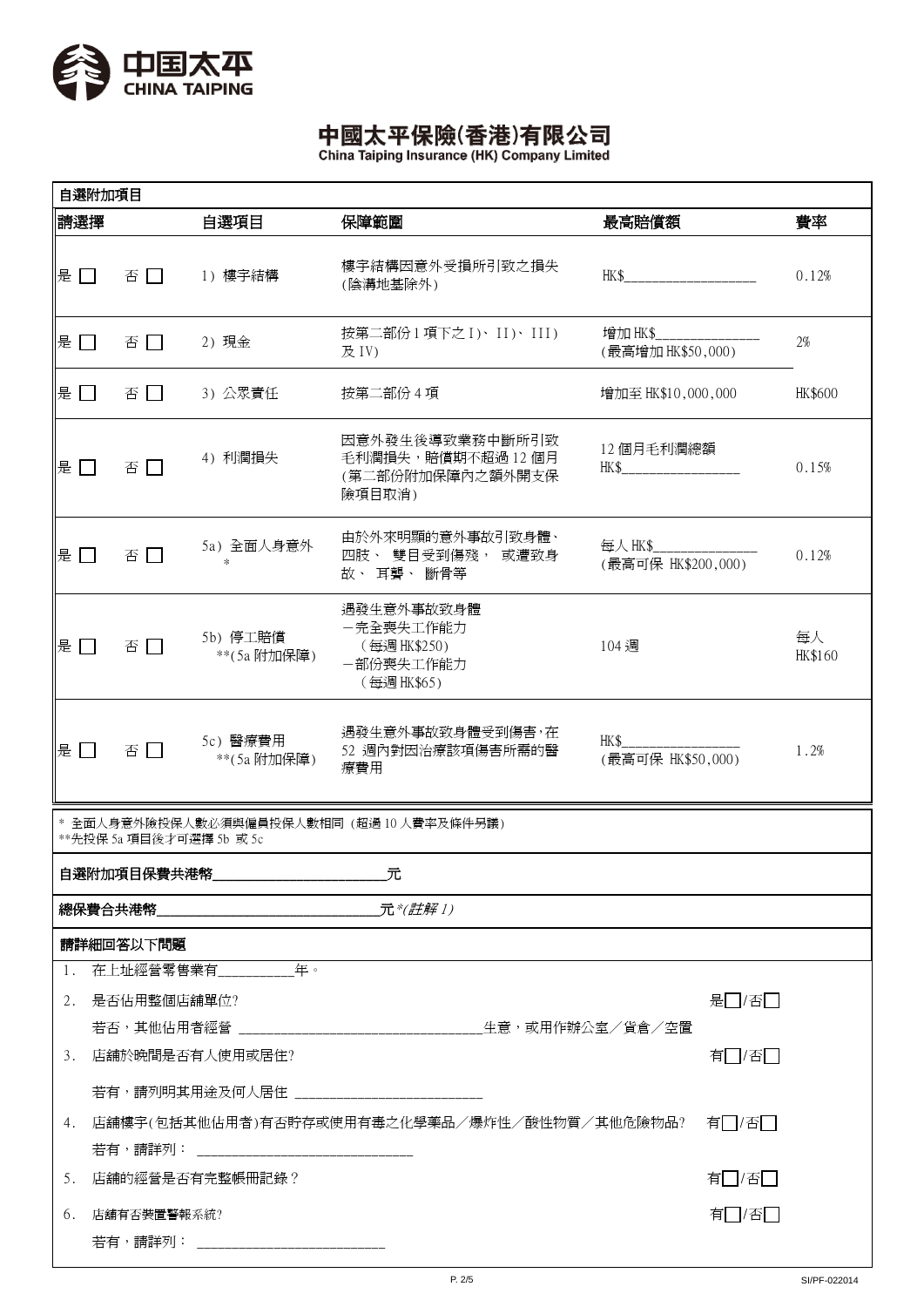# 中國太平保險(香港)有限公司
China Taiping Insurance (HK) Company Limited

**自選附加項目**

| 請選擇 | | 自選項目 | 保障範圍 | 最高賠償額 | 費率 |
|---|---|---|---|---|---|
| 是 ☐ | 否 ☐ | 1）樓宇結構 | 樓宇結構因意外受損所引致之損失 (除溝地基除外) | HK$__________________ | 0.12% |
| 是 ☐ | 否 ☐ | 2）現金 | 按第二部份 1 項下之 I)、II)、III) 及 IV) | 增加 HK$______________ (最高增加 HK$50,000) | 2% |
| 是 ☐ | 否 ☐ | 3）公眾責任 | 按第二部份 4 項 | 增加至 HK$10,000,000 | HK$600 |
| 是 ☐ | 否 ☐ | 4）利潤損失 | 因意外發生後導致業務中斷所引致毛利潤損失，賠償期不超過 12 個月 (第二部份附加保障內之額外開支保險項目取消) | 12 個月毛利潤總額 HK$________________ | 0.15% |
| 是 ☐ | 否 ☐ | 5a）全面人身意外 * | 由於外來明顯的意外事故引致身體、四肢、雙目受到傷殘，或遭致身故、耳聾、斷骨等 | 每人 HK$______________ (最高可保 HK$200,000) | 0.12% |
| 是 ☐ | 否 ☐ | 5b）停工賠償 **(5a 附加保障) | 遇發生意外事故致身體 －完全喪失工作能力 (每週 HK$250) －部份喪失工作能力 (每週 HK$65) | 104 週 | 每人 HK$160 |
| 是 ☐ | 否 ☐ | 5c）醫療費用 **(5a 附加保障) | 遇發生意外事故致身體受到傷害，在 52 週內對因治療該項傷害所需的醫療費用 | HK$________________ (最高可保 HK$50,000) | 1.2% |

\* 全面人身意外險投保人數必須與僱員投保人數相同（超過 10 人費率及條件另議）
\*\*先投保 5a 項目後才可選擇 5b 或 5c

**自選附加項目保費共港幣________________________元**

**總保費合共港幣______________________________元***(註解 1)*

**請詳細回答以下問題**

1. 在上址經營零售業有__________年。
2. 是否佔用整個店舖單位? 是☐/否☐
   若否，其他佔用者經營 ________________________________生意，或用作辦公室／貨倉／空置
3. 店舖於晚間是否有人使用或居住? 有☐/否☐
   若有，請列明其用途及何人居住 _________________________
4. 店舖樓宇(包括其他佔用者)有否貯存或使用有毒之化學藥品／爆炸性／酸性物質／其他危險物品? 有☐/否☐
   若有，請詳列：____________________________
5. 店舖的經營是否有完整帳冊記錄？ 有☐/否☐
6. 店舖有否裝置警報系統? 有☐/否☐
   若有，請詳列：_________________________

SI/PF-022014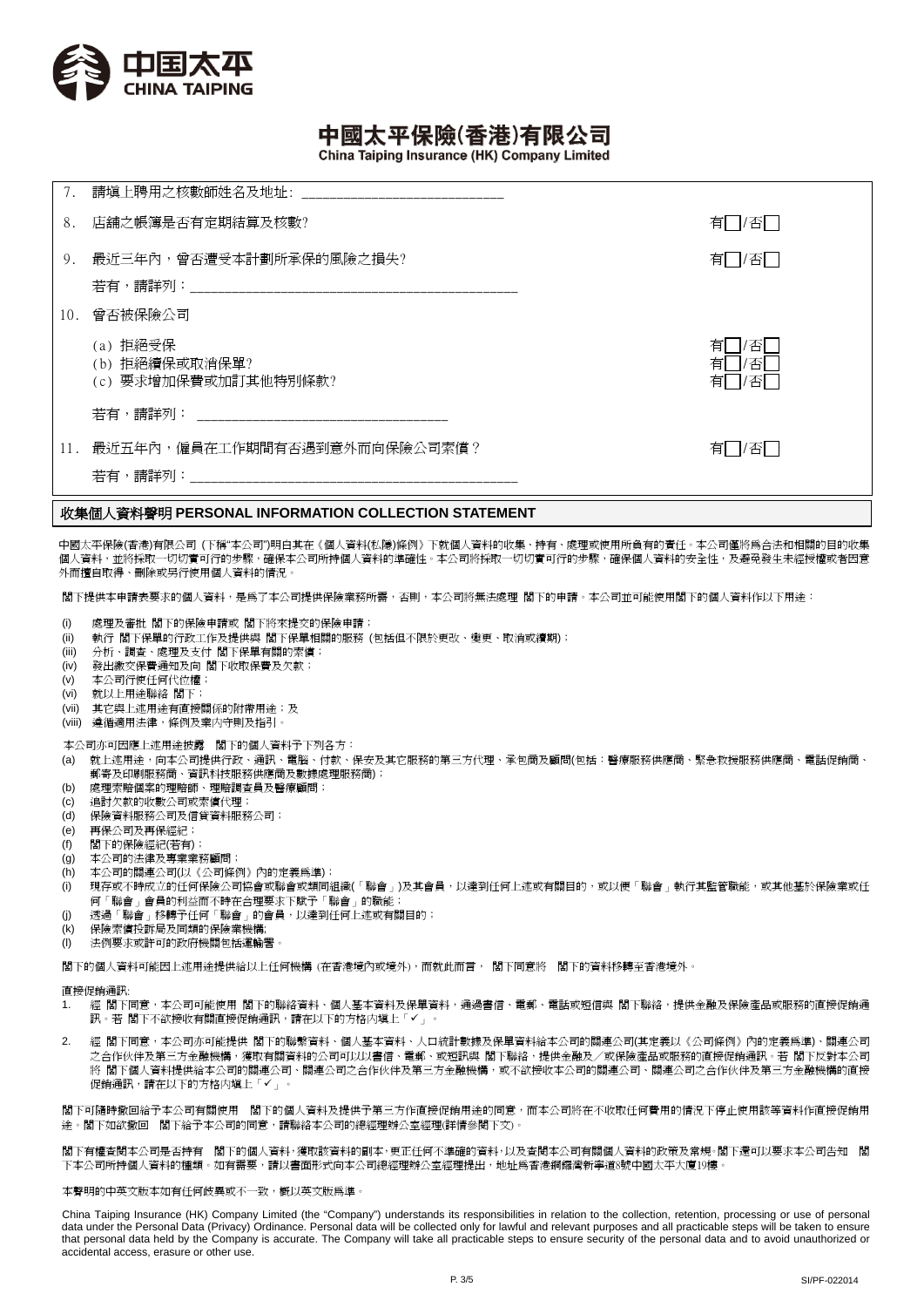# 中國太平保險(香港)有限公司

**China Taiping Insurance (HK) Company Limited**

7. 請填上聘用之核數師姓名及地址: ____________________________

8. 店舖之帳簿是否有定期結算及核數? 有☐/否☐

9. 最近三年內，曾否遭受本計劃所承保的風險之損失? 有☐/否☐

   若有，請詳列：____________________________________________

10. 曾否被保險公司

    (a) 拒絕受保 有☐/否☐
    (b) 拒絕續保或取消保單? 有☐/否☐
    (c) 要求增加保費或加訂其他特別條款? 有☐/否☐

    若有，請詳列： ________________________________

11. 最近五年內，僱員在工作期間有否遇到意外而向保險公司索償? 有☐/否☐

    若有，請詳列：____________________________________________

## 收集個人資料聲明 PERSONAL INFORMATION COLLECTION STATEMENT

中國太平保險(香港)有限公司 (下稱"本公司")明白其在《個人資料(私隱)條例》下就個人資料的收集、持有、處理或使用所負有的責任。本公司僅將為合法和相關的目的收集個人資料，並將採取一切切實可行的步驟，確保本公司所持個人資料的準確性。本公司將採取一切切實可行的步驟，確保個人資料的安全性，及避免發生未經授權或者因意外而擅自取得、刪除或另行使用個人資料的情況。

閣下提供本申請表要求的個人資料，是為了本公司提供保險業務所需，否則，本公司將無法處理 閣下的申請。本公司並可能使用閣下的個人資料作以下用途：

(i) 處理及審批 閣下的保險申請或 閣下將來提交的保險申請；
(ii) 執行 閣下保單的行政工作及提供與 閣下保單相關的服務 (包括但不限於更改、變更、取消或續期)；
(iii) 分析、調查、處理及支付 閣下保單有關的索償；
(iv) 發出繳交保費通知及向 閣下收取保費及欠款；
(v) 本公司行使任何代位權；
(vi) 就以上用途聯絡 閣下；
(vii) 其它與上述用途有直接關係的附帶用途；及
(viii) 遵循適用法律，條例及業內守則及指引。

本公司亦可因應上述用途披露 閣下的個人資料予下列各方：

(a) 就上述用途，向本公司提供行政、通訊、電腦、付款、保安及其它服務的第三方代理、承包商及顧問(包括：醫療服務供應商、緊急救援服務供應商、電話促銷商、郵寄及印刷服務商、資訊科技服務供應商及數據處理服務商)；
(b) 處理索賠個案的理賠師、理賠調查員及醫療顧問；
(c) 追討欠款的收數公司或索償代理；
(d) 保險資料服務公司及信貸資料服務公司；
(e) 再保公司及再保經紀；
(f) 閣下的保險經紀(若有)；
(g) 本公司的法律及專業業務顧問；
(h) 本公司的關連公司(以《公司條例》內的定義為準)；
(i) 現存或不時成立的任何保險公司協會或聯會或類同組織(「聯會」)及其會員，以達到任何上述或有關目的，或以便「聯會」執行其監管職能，或其他基於保險業或任何「聯會」會員的利益而不時在合理要求下賦予「聯會」的職能；
(j) 透過「聯會」移轉予任何「聯會」的會員，以達到任何上述或有關目的；
(k) 保險索償投訴局及同類的保險業機構；
(l) 法例要求或許可的政府機關包括運輸署。

閣下的個人資料可能因上述用途提供給以上任何機構 (在香港境內或境外)，而就此而言， 閣下同意將 閣下的資料移轉至香港境外。

直接促銷通訊：

1. 經 閣下同意，本公司可能使用 閣下的聯絡資料、個人基本資料及保單資料，通過書信、電郵、電話或短信與 閣下聯絡，提供金融及保險產品或服務的直接促銷通訊。若 閣下不欲接收有關直接促銷通訊，請在以下的方格內填上「✓」。

2. 經 閣下同意，本公司亦可能提供 閣下的聯繫資料、個人基本資料、人口統計數據及保單資料給本公司的關連公司(其定義以《公司條例》內的定義為準)、關連公司之合作伙伴及第三方金融機構，獲取有關資料的公司可以以書信、電郵、或短訊與 閣下聯絡，提供金融及／或保險產品或服務的直接促銷通訊。若 閣下反對本公司將 閣下個人資料提供給本公司的關連公司、關連公司之合作伙伴及第三方金融機構，或不欲接收本公司的關連公司、關連公司之合作伙伴及第三方金融機構的直接促銷通訊，請在以下的方格內填上「✓」。

閣下可隨時撤回給予本公司有關使用 閣下的個人資料及提供予第三方作直接促銷用途的同意，而本公司將在不收取任何費用的情況下停止使用該等資料作直接促銷用途。閣下如欲撤回 閣下給予本公司的同意，請聯絡本公司的總經理辦公室經理(詳情參閱下文)。

閣下有權查閱本公司是否持有 閣下的個人資料，獲取該資料的副本，更正任何不準確的資料，以及查閱本公司有關個人資料的政策及常規。閣下還可以要求本公司告知 閣下本公司所持個人資料的種類。如有需要，請以書面形式向本公司總經理辦公室經理提出，地址為香港銅鑼灣新寧道8號中國太平大廈19樓。

本聲明的中英文版本如有任何歧異或不一致，概以英文版為準。

China Taiping Insurance (HK) Company Limited (the "Company") understands its responsibilities in relation to the collection, retention, processing or use of personal data under the Personal Data (Privacy) Ordinance. Personal data will be collected only for lawful and relevant purposes and all practicable steps will be taken to ensure that personal data held by the Company is accurate. The Company will take all practicable steps to ensure security of the personal data and to avoid unauthorized or accidental access, erasure or other use.

SI/PF-022014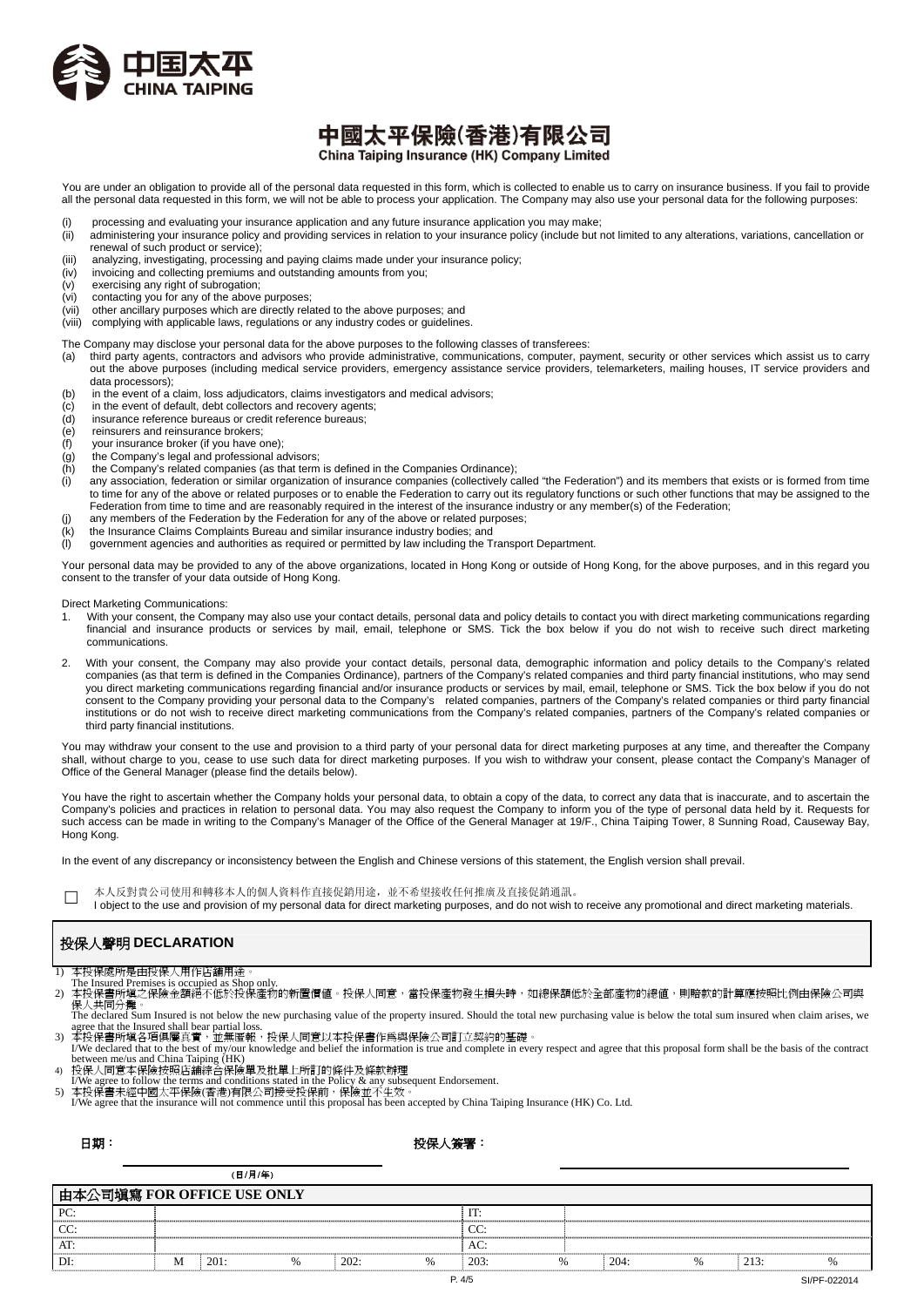# 中國太平保險(香港)有限公司

**China Taiping Insurance (HK) Company Limited**

You are under an obligation to provide all of the personal data requested in this form, which is collected to enable us to carry on insurance business. If you fail to provide all the personal data requested in this form, we will not be able to process your application. The Company may also use your personal data for the following purposes:

(i) processing and evaluating your insurance application and any future insurance application you may make;
(ii) administering your insurance policy and providing services in relation to your insurance policy (include but not limited to any alterations, variations, cancellation or renewal of such product or service);
(iii) analyzing, investigating, processing and paying claims made under your insurance policy;
(iv) invoicing and collecting premiums and outstanding amounts from you;
(v) exercising any right of subrogation;
(vi) contacting you for any of the above purposes;
(vii) other ancillary purposes which are directly related to the above purposes; and
(viii) complying with applicable laws, regulations or any industry codes or guidelines.

The Company may disclose your personal data for the above purposes to the following classes of transferees:

(a) third party agents, contractors and advisors who provide administrative, communications, computer, payment, security or other services which assist us to carry out the above purposes (including medical service providers, emergency assistance service providers, telemarketers, mailing houses, IT service providers and data processors);
(b) in the event of a claim, loss adjudicators, claims investigators and medical advisors;
(c) in the event of default, debt collectors and recovery agents;
(d) insurance reference bureaus or credit reference bureaus;
(e) reinsurers and reinsurance brokers;
(f) your insurance broker (if you have one);
(g) the Company's legal and professional advisors;
(h) the Company's related companies (as that term is defined in the Companies Ordinance);
(i) any association, federation or similar organization of insurance companies (collectively called "the Federation") and its members that exists or is formed from time to time for any of the above or related purposes or to enable the Federation to carry out its regulatory functions or such other functions that may be assigned to the Federation from time to time and are reasonably required in the interest of the insurance industry or any member(s) of the Federation;
(j) any members of the Federation by the Federation for any of the above or related purposes;
(k) the Insurance Claims Complaints Bureau and similar insurance industry bodies; and
(l) government agencies and authorities as required or permitted by law including the Transport Department.

Your personal data may be provided to any of the above organizations, located in Hong Kong or outside of Hong Kong, for the above purposes, and in this regard you consent to the transfer of your data outside of Hong Kong.

Direct Marketing Communications:

1. With your consent, the Company may also use your contact details, personal data and policy details to contact you with direct marketing communications regarding financial and insurance products or services by mail, email, telephone or SMS. Tick the box below if you do not wish to receive such direct marketing communications.

2. With your consent, the Company may also provide your contact details, personal data, demographic information and policy details to the Company's related companies (as that term is defined in the Companies Ordinance), partners of the Company's related companies and third party financial institutions, who may send you direct marketing communications regarding financial and/or insurance products or services by mail, email, telephone or SMS. Tick the box below if you do not consent to the Company providing your personal data to the Company's related companies, partners of the Company's related companies or third party financial institutions or do not wish to receive direct marketing communications from the Company's related companies, partners of the Company's related companies or third party financial institutions.

You may withdraw your consent to the use and provision to a third party of your personal data for direct marketing purposes at any time, and thereafter the Company shall, without charge to you, cease to use such data for direct marketing purposes. If you wish to withdraw your consent, please contact the Company's Manager of Office of the General Manager (please find the details below).

You have the right to ascertain whether the Company holds your personal data, to obtain a copy of the data, to correct any data that is inaccurate, and to ascertain the Company's policies and practices in relation to personal data. You may also request the Company to inform you of the type of personal data held by it. Requests for such access can be made in writing to the Company's Manager of the Office of the General Manager at 19/F., China Taiping Tower, 8 Sunning Road, Causeway Bay, Hong Kong.

In the event of any discrepancy or inconsistency between the English and Chinese versions of this statement, the English version shall prevail.

☐ 本人反對貴公司使用和轉移本人的個人資料作直接促銷用途，並不希望接收任何推廣及直接促銷通訊。
I object to the use and provision of my personal data for direct marketing purposes, and do not wish to receive any promotional and direct marketing materials.

## 投保人聲明 DECLARATION

1) 本投保處所是由投保人用作店舖用途。
The Insured Premises is occupied as Shop only.
2) 本投保書所填之保險金額絕不低於投保產物的新置價值。投保人同意，當投保產物發生損失時，如總保額低於全部產物的總值，則賠款的計算應按照比例由保險公司與保人共同分攤。
The declared Sum Insured is not below the new purchasing value of the property insured. Should the total new purchasing value is below the total sum insured when claim arises, we agree that the Insured shall bear partial loss.
3) 本投保書所填各項俱屬真實，並無虛報，投保人同意以本投保書作為與保險公司訂立契約的基礎。
I/We declared that to the best of my/our knowledge and belief the information is true and complete in every respect and agree that this proposal form shall be the basis of the contract between me/us and China Taiping (HK)
4) 投保人同意本保險按照店舖綜合保險單及批單上所訂的條件及條款辦理
I/We agree to follow the terms and conditions stated in the Policy & any subsequent Endorsement.
5) 本投保書未經中國太平保險(香港)有限公司接受投保前，保險並不生效。
I/We agree that the insurance will not commence until this proposal has been accepted by China Taiping Insurance (HK) Co. Ltd.

日期：______________________ (日/月/年)

投保人簽署：______________________

### 由本公司填寫 FOR OFFICE USE ONLY

| PC: | | | | | | IT: | | | | | | |
|---|---|---|---|---|---|---|---|---|---|---|---|---|
| CC: | | | | | | CC: | | | | | | |
| AT: | | | | | | AC: | | | | | | |
| DI: | M | 201: | % | 202: | % | 203: | % | 204: | % | 213: | % | |

SI/PF-022014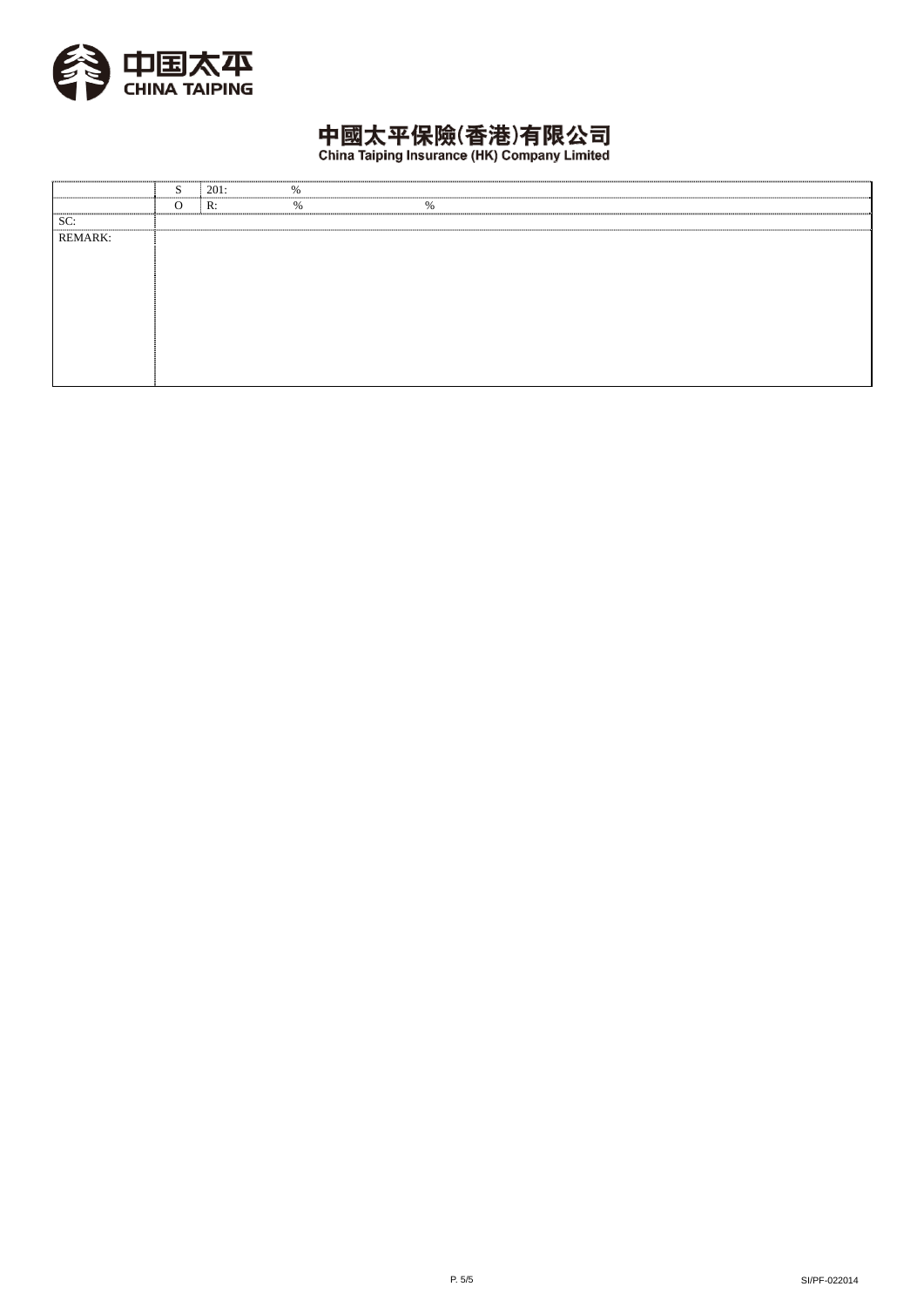中国太平
CHINA TAIPING

# 中國太平保險(香港)有限公司
China Taiping Insurance (HK) Company Limited

| | | | | |
|---|---|---|---|---|
| | S | 201: | % | |
| | O | R: | % | % |
| SC: | | | | |
| REMARK: | | | | |

SI/PF-022014